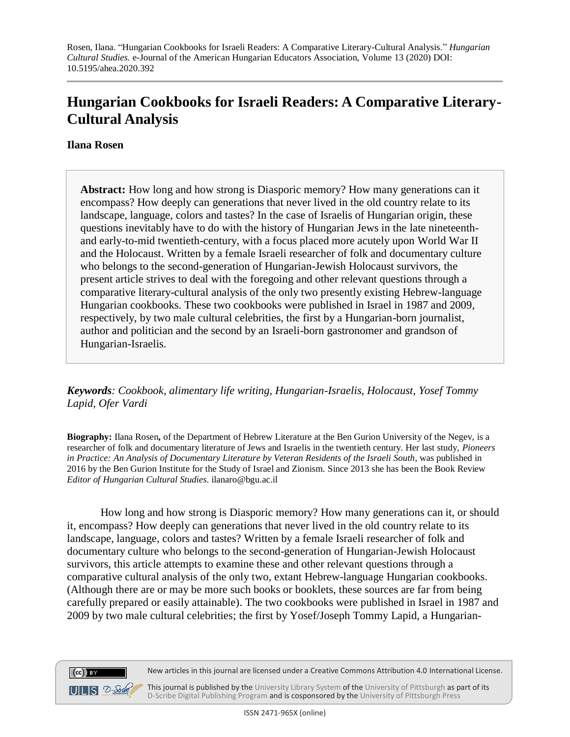Rosen, Ilana. "Hungarian Cookbooks for Israeli Readers: A Comparative Literary-Cultural Analysis." *Hungarian Cultural Studies.* e-Journal of the American Hungarian Educators Association, Volume 13 (2020) DOI: 10.5195/ahea.2020.392

# Hungarian Cookbooks for Israeli Readers: A Comparative Literary-Cultural Analysis

**Ilana Rosen**

> **Abstract:** How long and how strong is Diasporic memory? How many generations can it encompass? How deeply can generations that never lived in the old country relate to its landscape, language, colors and tastes? In the case of Israelis of Hungarian origin, these questions inevitably have to do with the history of Hungarian Jews in the late nineteenth- and early-to-mid twentieth-century, with a focus placed more acutely upon World War II and the Holocaust. Written by a female Israeli researcher of folk and documentary culture who belongs to the second-generation of Hungarian-Jewish Holocaust survivors, the present article strives to deal with the foregoing and other relevant questions through a comparative literary-cultural analysis of the only two presently existing Hebrew-language Hungarian cookbooks. These two cookbooks were published in Israel in 1987 and 2009, respectively, by two male cultural celebrities, the first by a Hungarian-born journalist, author and politician and the second by an Israeli-born gastronomer and grandson of Hungarian-Israelis.

***Keywords**: Cookbook, alimentary life writing, Hungarian-Israelis, Holocaust, Yosef Tommy Lapid, Ofer Vardi*

**Biography:** Ilana Rosen**,** of the Department of Hebrew Literature at the Ben Gurion University of the Negev, is a researcher of folk and documentary literature of Jews and Israelis in the twentieth century. Her last study, *Pioneers in Practice: An Analysis of Documentary Literature by Veteran Residents of the Israeli South*, was published in 2016 by the Ben Gurion Institute for the Study of Israel and Zionism. Since 2013 she has been the Book Review *Editor of Hungarian Cultural Studies*. ilanaro@bgu.ac.il

How long and how strong is Diasporic memory? How many generations can it, or should it, encompass? How deeply can generations that never lived in the old country relate to its landscape, language, colors and tastes? Written by a female Israeli researcher of folk and documentary culture who belongs to the second-generation of Hungarian-Jewish Holocaust survivors, this article attempts to examine these and other relevant questions through a comparative cultural analysis of the only two, extant Hebrew-language Hungarian cookbooks. (Although there are or may be more such books or booklets, these sources are far from being carefully prepared or easily attainable). The two cookbooks were published in Israel in 1987 and 2009 by two male cultural celebrities; the first by Yosef/Joseph Tommy Lapid, a Hungarian-

New articles in this journal are licensed under a Creative Commons Attribution 4.0 International License.

This journal is published by the University Library System of the University of Pittsburgh as part of its D-Scribe Digital Publishing Program and is cosponsored by the University of Pittsburgh Press

ISSN 2471-965X (online)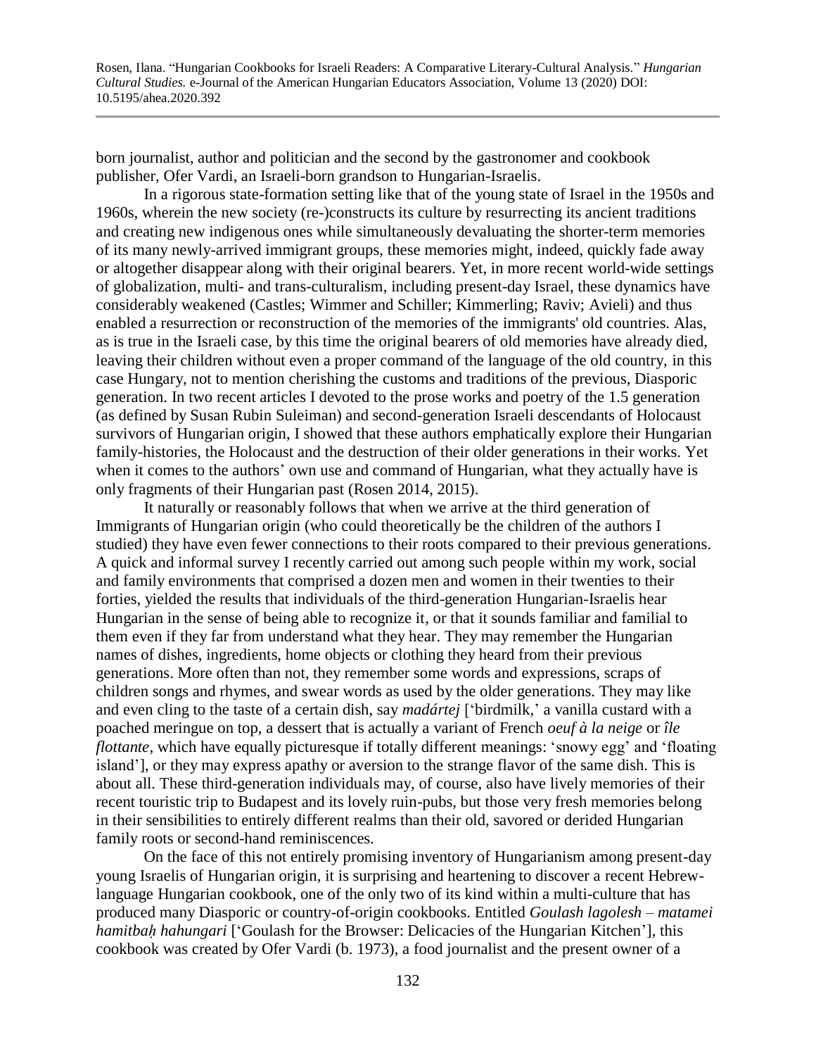born journalist, author and politician and the second by the gastronomer and cookbook publisher, Ofer Vardi, an Israeli-born grandson to Hungarian-Israelis.

In a rigorous state-formation setting like that of the young state of Israel in the 1950s and 1960s, wherein the new society (re-)constructs its culture by resurrecting its ancient traditions and creating new indigenous ones while simultaneously devaluating the shorter-term memories of its many newly-arrived immigrant groups, these memories might, indeed, quickly fade away or altogether disappear along with their original bearers. Yet, in more recent world-wide settings of globalization, multi- and trans-culturalism, including present-day Israel, these dynamics have considerably weakened (Castles; Wimmer and Schiller; Kimmerling; Raviv; Avieli) and thus enabled a resurrection or reconstruction of the memories of the immigrants' old countries. Alas, as is true in the Israeli case, by this time the original bearers of old memories have already died, leaving their children without even a proper command of the language of the old country, in this case Hungary, not to mention cherishing the customs and traditions of the previous, Diasporic generation. In two recent articles I devoted to the prose works and poetry of the 1.5 generation (as defined by Susan Rubin Suleiman) and second-generation Israeli descendants of Holocaust survivors of Hungarian origin, I showed that these authors emphatically explore their Hungarian family-histories, the Holocaust and the destruction of their older generations in their works. Yet when it comes to the authors' own use and command of Hungarian, what they actually have is only fragments of their Hungarian past (Rosen 2014, 2015).

It naturally or reasonably follows that when we arrive at the third generation of Immigrants of Hungarian origin (who could theoretically be the children of the authors I studied) they have even fewer connections to their roots compared to their previous generations. A quick and informal survey I recently carried out among such people within my work, social and family environments that comprised a dozen men and women in their twenties to their forties, yielded the results that individuals of the third-generation Hungarian-Israelis hear Hungarian in the sense of being able to recognize it, or that it sounds familiar and familial to them even if they far from understand what they hear. They may remember the Hungarian names of dishes, ingredients, home objects or clothing they heard from their previous generations. More often than not, they remember some words and expressions, scraps of children songs and rhymes, and swear words as used by the older generations. They may like and even cling to the taste of a certain dish, say *madártej* ['birdmilk,' a vanilla custard with a poached meringue on top, a dessert that is actually a variant of French *oeuf à la neige* or *île flottante*, which have equally picturesque if totally different meanings: 'snowy egg' and 'floating island'], or they may express apathy or aversion to the strange flavor of the same dish. This is about all. These third-generation individuals may, of course, also have lively memories of their recent touristic trip to Budapest and its lovely ruin-pubs, but those very fresh memories belong in their sensibilities to entirely different realms than their old, savored or derided Hungarian family roots or second-hand reminiscences.

On the face of this not entirely promising inventory of Hungarianism among present-day young Israelis of Hungarian origin, it is surprising and heartening to discover a recent Hebrew-language Hungarian cookbook, one of the only two of its kind within a multi-culture that has produced many Diasporic or country-of-origin cookbooks. Entitled *Goulash lagolesh – matamei hamitbaḥ hahungari* ['Goulash for the Browser: Delicacies of the Hungarian Kitchen'], this cookbook was created by Ofer Vardi (b. 1973), a food journalist and the present owner of a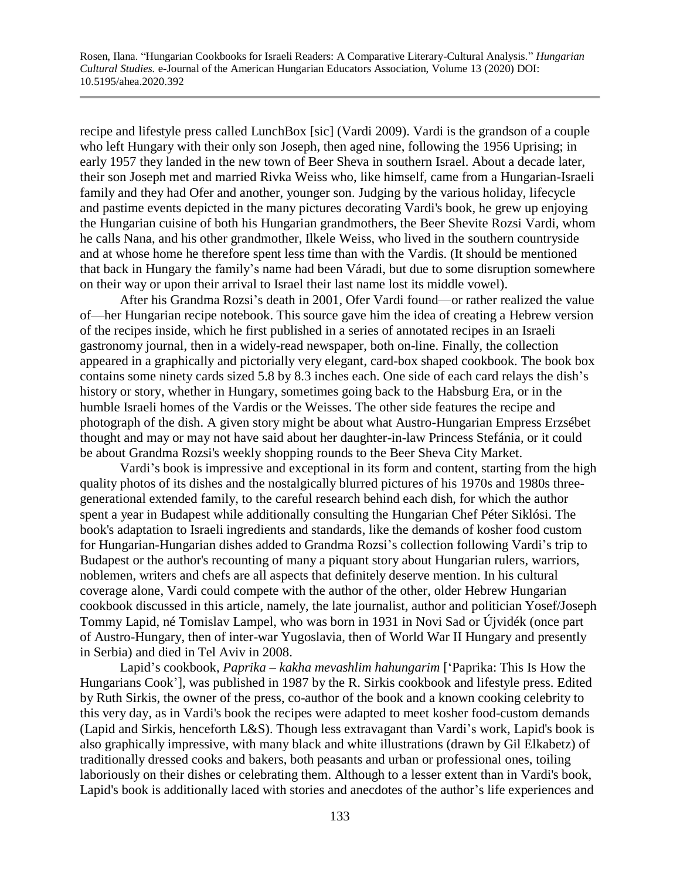recipe and lifestyle press called LunchBox [sic] (Vardi 2009). Vardi is the grandson of a couple who left Hungary with their only son Joseph, then aged nine, following the 1956 Uprising; in early 1957 they landed in the new town of Beer Sheva in southern Israel. About a decade later, their son Joseph met and married Rivka Weiss who, like himself, came from a Hungarian-Israeli family and they had Ofer and another, younger son. Judging by the various holiday, lifecycle and pastime events depicted in the many pictures decorating Vardi's book, he grew up enjoying the Hungarian cuisine of both his Hungarian grandmothers, the Beer Shevite Rozsi Vardi, whom he calls Nana, and his other grandmother, Ilkele Weiss, who lived in the southern countryside and at whose home he therefore spent less time than with the Vardis. (It should be mentioned that back in Hungary the family's name had been Váradi, but due to some disruption somewhere on their way or upon their arrival to Israel their last name lost its middle vowel).

After his Grandma Rozsi's death in 2001, Ofer Vardi found—or rather realized the value of—her Hungarian recipe notebook. This source gave him the idea of creating a Hebrew version of the recipes inside, which he first published in a series of annotated recipes in an Israeli gastronomy journal, then in a widely-read newspaper, both on-line. Finally, the collection appeared in a graphically and pictorially very elegant, card-box shaped cookbook. The book box contains some ninety cards sized 5.8 by 8.3 inches each. One side of each card relays the dish's history or story, whether in Hungary, sometimes going back to the Habsburg Era, or in the humble Israeli homes of the Vardis or the Weisses. The other side features the recipe and photograph of the dish. A given story might be about what Austro-Hungarian Empress Erzsébet thought and may or may not have said about her daughter-in-law Princess Stefánia, or it could be about Grandma Rozsi's weekly shopping rounds to the Beer Sheva City Market.

Vardi's book is impressive and exceptional in its form and content, starting from the high quality photos of its dishes and the nostalgically blurred pictures of his 1970s and 1980s three-generational extended family, to the careful research behind each dish, for which the author spent a year in Budapest while additionally consulting the Hungarian Chef Péter Siklósi. The book's adaptation to Israeli ingredients and standards, like the demands of kosher food custom for Hungarian-Hungarian dishes added to Grandma Rozsi's collection following Vardi's trip to Budapest or the author's recounting of many a piquant story about Hungarian rulers, warriors, noblemen, writers and chefs are all aspects that definitely deserve mention. In his cultural coverage alone, Vardi could compete with the author of the other, older Hebrew Hungarian cookbook discussed in this article, namely, the late journalist, author and politician Yosef/Joseph Tommy Lapid, né Tomislav Lampel, who was born in 1931 in Novi Sad or Újvidék (once part of Austro-Hungary, then of inter-war Yugoslavia, then of World War II Hungary and presently in Serbia) and died in Tel Aviv in 2008.

Lapid's cookbook, *Paprika – kakha mevashlim hahungarim* ['Paprika: This Is How the Hungarians Cook'], was published in 1987 by the R. Sirkis cookbook and lifestyle press. Edited by Ruth Sirkis, the owner of the press, co-author of the book and a known cooking celebrity to this very day, as in Vardi's book the recipes were adapted to meet kosher food-custom demands (Lapid and Sirkis, henceforth L&S). Though less extravagant than Vardi's work, Lapid's book is also graphically impressive, with many black and white illustrations (drawn by Gil Elkabetz) of traditionally dressed cooks and bakers, both peasants and urban or professional ones, toiling laboriously on their dishes or celebrating them. Although to a lesser extent than in Vardi's book, Lapid's book is additionally laced with stories and anecdotes of the author's life experiences and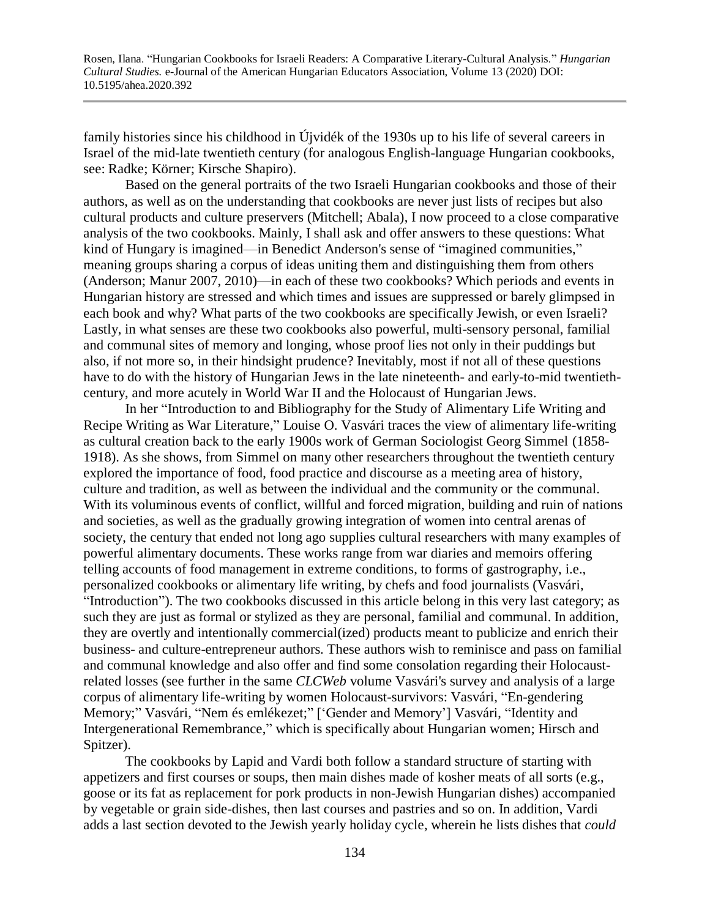family histories since his childhood in Újvidék of the 1930s up to his life of several careers in Israel of the mid-late twentieth century (for analogous English-language Hungarian cookbooks, see: Radke; Körner; Kirsche Shapiro).

Based on the general portraits of the two Israeli Hungarian cookbooks and those of their authors, as well as on the understanding that cookbooks are never just lists of recipes but also cultural products and culture preservers (Mitchell; Abala), I now proceed to a close comparative analysis of the two cookbooks. Mainly, I shall ask and offer answers to these questions: What kind of Hungary is imagined—in Benedict Anderson's sense of "imagined communities," meaning groups sharing a corpus of ideas uniting them and distinguishing them from others (Anderson; Manur 2007, 2010)—in each of these two cookbooks? Which periods and events in Hungarian history are stressed and which times and issues are suppressed or barely glimpsed in each book and why? What parts of the two cookbooks are specifically Jewish, or even Israeli? Lastly, in what senses are these two cookbooks also powerful, multi-sensory personal, familial and communal sites of memory and longing, whose proof lies not only in their puddings but also, if not more so, in their hindsight prudence? Inevitably, most if not all of these questions have to do with the history of Hungarian Jews in the late nineteenth- and early-to-mid twentieth-century, and more acutely in World War II and the Holocaust of Hungarian Jews.

In her "Introduction to and Bibliography for the Study of Alimentary Life Writing and Recipe Writing as War Literature," Louise O. Vasvári traces the view of alimentary life-writing as cultural creation back to the early 1900s work of German Sociologist Georg Simmel (1858-1918). As she shows, from Simmel on many other researchers throughout the twentieth century explored the importance of food, food practice and discourse as a meeting area of history, culture and tradition, as well as between the individual and the community or the communal. With its voluminous events of conflict, willful and forced migration, building and ruin of nations and societies, as well as the gradually growing integration of women into central arenas of society, the century that ended not long ago supplies cultural researchers with many examples of powerful alimentary documents. These works range from war diaries and memoirs offering telling accounts of food management in extreme conditions, to forms of gastrography, i.e., personalized cookbooks or alimentary life writing, by chefs and food journalists (Vasvári, "Introduction"). The two cookbooks discussed in this article belong in this very last category; as such they are just as formal or stylized as they are personal, familial and communal. In addition, they are overtly and intentionally commercial(ized) products meant to publicize and enrich their business- and culture-entrepreneur authors. These authors wish to reminisce and pass on familial and communal knowledge and also offer and find some consolation regarding their Holocaust-related losses (see further in the same *CLCWeb* volume Vasvári's survey and analysis of a large corpus of alimentary life-writing by women Holocaust-survivors: Vasvári, "En-gendering Memory;" Vasvári, "Nem és emlékezet;" ['Gender and Memory'] Vasvári, "Identity and Intergenerational Remembrance," which is specifically about Hungarian women; Hirsch and Spitzer).

The cookbooks by Lapid and Vardi both follow a standard structure of starting with appetizers and first courses or soups, then main dishes made of kosher meats of all sorts (e.g., goose or its fat as replacement for pork products in non-Jewish Hungarian dishes) accompanied by vegetable or grain side-dishes, then last courses and pastries and so on. In addition, Vardi adds a last section devoted to the Jewish yearly holiday cycle, wherein he lists dishes that *could*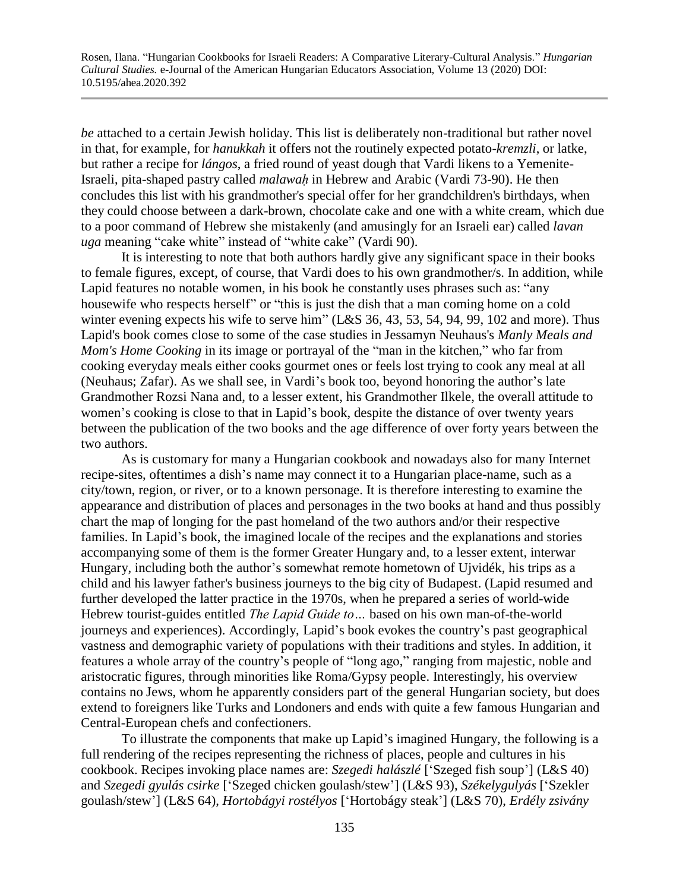*be* attached to a certain Jewish holiday. This list is deliberately non-traditional but rather novel in that, for example, for *hanukkah* it offers not the routinely expected potato-*kremzli*, or latke, but rather a recipe for *lángos*, a fried round of yeast dough that Vardi likens to a Yemenite-Israeli, pita-shaped pastry called *malawaḥ* in Hebrew and Arabic (Vardi 73-90). He then concludes this list with his grandmother's special offer for her grandchildren's birthdays, when they could choose between a dark-brown, chocolate cake and one with a white cream, which due to a poor command of Hebrew she mistakenly (and amusingly for an Israeli ear) called *lavan uga* meaning "cake white" instead of "white cake" (Vardi 90).

It is interesting to note that both authors hardly give any significant space in their books to female figures, except, of course, that Vardi does to his own grandmother/s. In addition, while Lapid features no notable women, in his book he constantly uses phrases such as: "any housewife who respects herself" or "this is just the dish that a man coming home on a cold winter evening expects his wife to serve him" (L&S 36, 43, 53, 54, 94, 99, 102 and more). Thus Lapid's book comes close to some of the case studies in Jessamyn Neuhaus's *Manly Meals and Mom's Home Cooking* in its image or portrayal of the "man in the kitchen," who far from cooking everyday meals either cooks gourmet ones or feels lost trying to cook any meal at all (Neuhaus; Zafar). As we shall see, in Vardi's book too, beyond honoring the author's late Grandmother Rozsi Nana and, to a lesser extent, his Grandmother Ilkele, the overall attitude to women's cooking is close to that in Lapid's book, despite the distance of over twenty years between the publication of the two books and the age difference of over forty years between the two authors.

As is customary for many a Hungarian cookbook and nowadays also for many Internet recipe-sites, oftentimes a dish's name may connect it to a Hungarian place-name, such as a city/town, region, or river, or to a known personage. It is therefore interesting to examine the appearance and distribution of places and personages in the two books at hand and thus possibly chart the map of longing for the past homeland of the two authors and/or their respective families. In Lapid's book, the imagined locale of the recipes and the explanations and stories accompanying some of them is the former Greater Hungary and, to a lesser extent, interwar Hungary, including both the author's somewhat remote hometown of Ujvidék, his trips as a child and his lawyer father's business journeys to the big city of Budapest. (Lapid resumed and further developed the latter practice in the 1970s, when he prepared a series of world-wide Hebrew tourist-guides entitled *The Lapid Guide to…* based on his own man-of-the-world journeys and experiences). Accordingly, Lapid's book evokes the country's past geographical vastness and demographic variety of populations with their traditions and styles. In addition, it features a whole array of the country's people of "long ago," ranging from majestic, noble and aristocratic figures, through minorities like Roma/Gypsy people. Interestingly, his overview contains no Jews, whom he apparently considers part of the general Hungarian society, but does extend to foreigners like Turks and Londoners and ends with quite a few famous Hungarian and Central-European chefs and confectioners.

To illustrate the components that make up Lapid's imagined Hungary, the following is a full rendering of the recipes representing the richness of places, people and cultures in his cookbook. Recipes invoking place names are: *Szegedi halászlé* ['Szeged fish soup'] (L&S 40) and *Szegedi gyulás csirke* ['Szeged chicken goulash/stew'] (L&S 93), *Székelygulyás* ['Szekler goulash/stew'] (L&S 64), *Hortobágyi rostélyos* ['Hortobágy steak'] (L&S 70), *Erdély zsivány*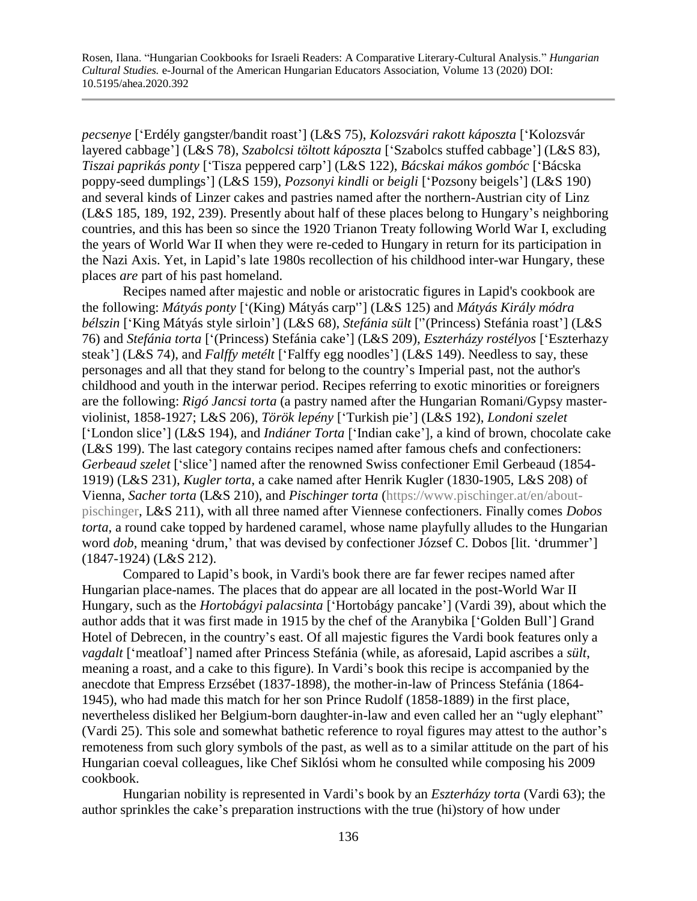*pecsenye* ['Erdély gangster/bandit roast'] (L&S 75), *Kolozsvári rakott káposzta* ['Kolozsvár layered cabbage'] (L&S 78), *Szabolcsi töltott káposzta* ['Szabolcs stuffed cabbage'] (L&S 83), *Tiszai paprikás ponty* ['Tisza peppered carp'] (L&S 122), *Bácskai mákos gombóc* ['Bácska poppy-seed dumplings'] (L&S 159), *Pozsonyi kindli* or *beigli* ['Pozsony beigels'] (L&S 190) and several kinds of Linzer cakes and pastries named after the northern-Austrian city of Linz (L&S 185, 189, 192, 239). Presently about half of these places belong to Hungary's neighboring countries, and this has been so since the 1920 Trianon Treaty following World War I, excluding the years of World War II when they were re-ceded to Hungary in return for its participation in the Nazi Axis. Yet, in Lapid's late 1980s recollection of his childhood inter-war Hungary, these places *are* part of his past homeland.

Recipes named after majestic and noble or aristocratic figures in Lapid's cookbook are the following: *Mátyás ponty* ['(King) Mátyás carp''] (L&S 125) and *Mátyás Király módra bélszin* ['King Mátyás style sirloin'] (L&S 68), *Stefánia sült* [''(Princess) Stefánia roast'] (L&S 76) and *Stefánia torta* ['(Princess) Stefánia cake'] (L&S 209), *Eszterházy rostélyos* ['Eszterhazy steak'] (L&S 74), and *Falffy metélt* ['Falffy egg noodles'] (L&S 149). Needless to say, these personages and all that they stand for belong to the country's Imperial past, not the author's childhood and youth in the interwar period. Recipes referring to exotic minorities or foreigners are the following: *Rigó Jancsi torta* (a pastry named after the Hungarian Romani/Gypsy master-violinist, 1858-1927; L&S 206), *Török lepény* ['Turkish pie'] (L&S 192), *Londoni szelet* ['London slice'] (L&S 194), and *Indiáner Torta* ['Indian cake'], a kind of brown, chocolate cake (L&S 199). The last category contains recipes named after famous chefs and confectioners: *Gerbeaud szelet* ['slice'] named after the renowned Swiss confectioner Emil Gerbeaud (1854-1919) (L&S 231), *Kugler torta*, a cake named after Henrik Kugler (1830-1905, L&S 208) of Vienna, *Sacher torta* (L&S 210), and *Pischinger torta* (https://www.pischinger.at/en/about-pischinger, L&S 211), with all three named after Viennese confectioners. Finally comes *Dobos torta*, a round cake topped by hardened caramel, whose name playfully alludes to the Hungarian word *dob*, meaning 'drum,' that was devised by confectioner József C. Dobos [lit. 'drummer'] (1847-1924) (L&S 212).

Compared to Lapid's book, in Vardi's book there are far fewer recipes named after Hungarian place-names. The places that do appear are all located in the post-World War II Hungary, such as the *Hortobágyi palacsinta* ['Hortobágy pancake'] (Vardi 39), about which the author adds that it was first made in 1915 by the chef of the Aranybika ['Golden Bull'] Grand Hotel of Debrecen, in the country's east. Of all majestic figures the Vardi book features only a *vagdalt* ['meatloaf'] named after Princess Stefánia (while, as aforesaid, Lapid ascribes a *sült*, meaning a roast, and a cake to this figure). In Vardi's book this recipe is accompanied by the anecdote that Empress Erzsébet (1837-1898), the mother-in-law of Princess Stefánia (1864-1945), who had made this match for her son Prince Rudolf (1858-1889) in the first place, nevertheless disliked her Belgium-born daughter-in-law and even called her an "ugly elephant" (Vardi 25). This sole and somewhat bathetic reference to royal figures may attest to the author's remoteness from such glory symbols of the past, as well as to a similar attitude on the part of his Hungarian coeval colleagues, like Chef Siklósi whom he consulted while composing his 2009 cookbook.

Hungarian nobility is represented in Vardi's book by an *Eszterházy torta* (Vardi 63); the author sprinkles the cake's preparation instructions with the true (hi)story of how under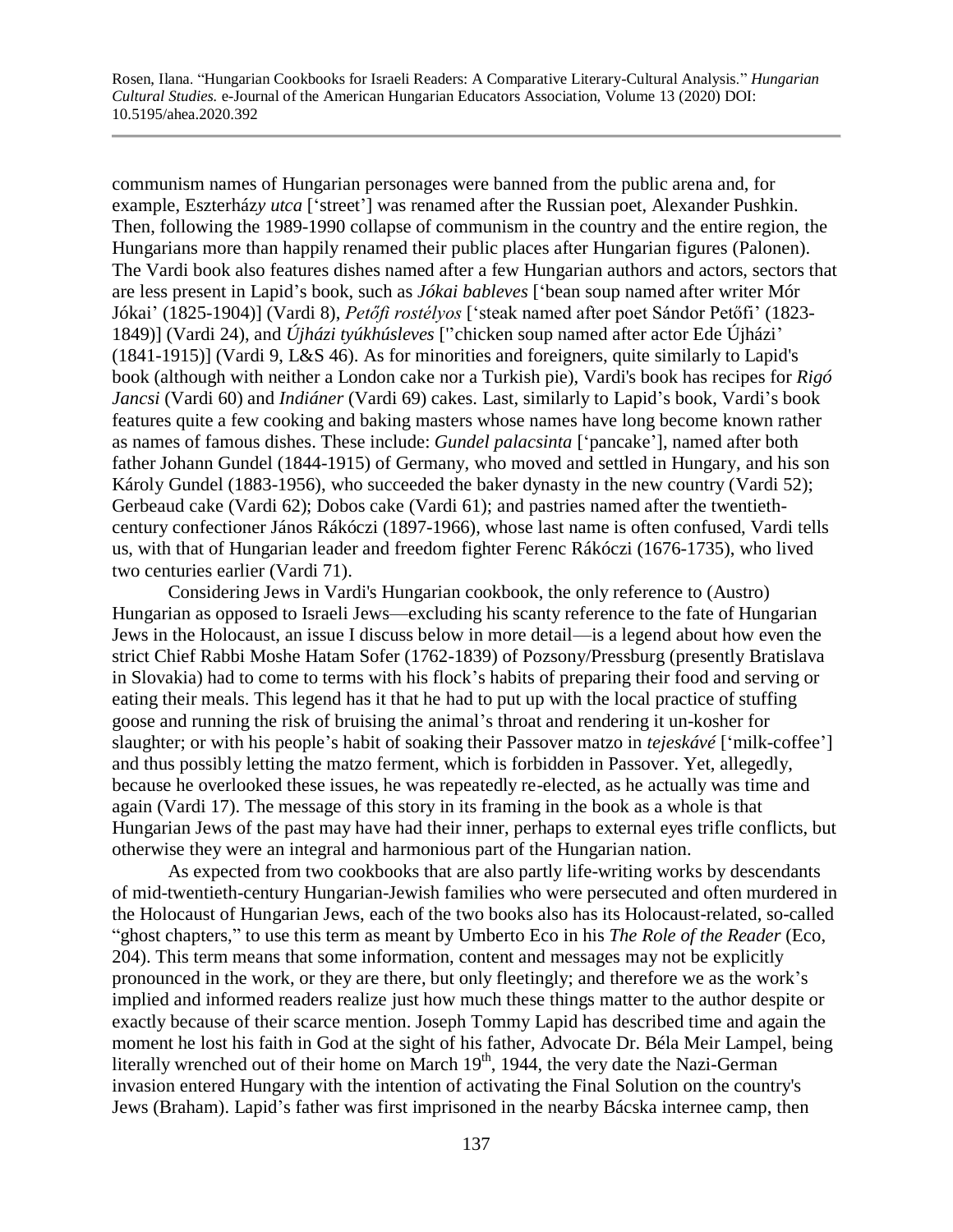communism names of Hungarian personages were banned from the public arena and, for example, Eszterházy *utca* ['street'] was renamed after the Russian poet, Alexander Pushkin. Then, following the 1989-1990 collapse of communism in the country and the entire region, the Hungarians more than happily renamed their public places after Hungarian figures (Palonen). The Vardi book also features dishes named after a few Hungarian authors and actors, sectors that are less present in Lapid's book, such as *Jókai bableves* ['bean soup named after writer Mór Jókai' (1825-1904)] (Vardi 8), *Petőfi rostélyos* ['steak named after poet Sándor Petőfi' (1823-1849)] (Vardi 24), and *Újházi tyúkhúsleves* [''chicken soup named after actor Ede Újházi' (1841-1915)] (Vardi 9, L&S 46). As for minorities and foreigners, quite similarly to Lapid's book (although with neither a London cake nor a Turkish pie), Vardi's book has recipes for *Rigó Jancsi* (Vardi 60) and *Indiáner* (Vardi 69) cakes. Last, similarly to Lapid's book, Vardi's book features quite a few cooking and baking masters whose names have long become known rather as names of famous dishes. These include: *Gundel palacsinta* ['pancake'], named after both father Johann Gundel (1844-1915) of Germany, who moved and settled in Hungary, and his son Károly Gundel (1883-1956), who succeeded the baker dynasty in the new country (Vardi 52); Gerbeaud cake (Vardi 62); Dobos cake (Vardi 61); and pastries named after the twentieth-century confectioner János Rákóczi (1897-1966), whose last name is often confused, Vardi tells us, with that of Hungarian leader and freedom fighter Ferenc Rákóczi (1676-1735), who lived two centuries earlier (Vardi 71).

Considering Jews in Vardi's Hungarian cookbook, the only reference to (Austro) Hungarian as opposed to Israeli Jews—excluding his scanty reference to the fate of Hungarian Jews in the Holocaust, an issue I discuss below in more detail—is a legend about how even the strict Chief Rabbi Moshe Hatam Sofer (1762-1839) of Pozsony/Pressburg (presently Bratislava in Slovakia) had to come to terms with his flock's habits of preparing their food and serving or eating their meals. This legend has it that he had to put up with the local practice of stuffing goose and running the risk of bruising the animal's throat and rendering it un-kosher for slaughter; or with his people's habit of soaking their Passover matzo in *tejeskávé* ['milk-coffee'] and thus possibly letting the matzo ferment, which is forbidden in Passover. Yet, allegedly, because he overlooked these issues, he was repeatedly re-elected, as he actually was time and again (Vardi 17). The message of this story in its framing in the book as a whole is that Hungarian Jews of the past may have had their inner, perhaps to external eyes trifle conflicts, but otherwise they were an integral and harmonious part of the Hungarian nation.

As expected from two cookbooks that are also partly life-writing works by descendants of mid-twentieth-century Hungarian-Jewish families who were persecuted and often murdered in the Holocaust of Hungarian Jews, each of the two books also has its Holocaust-related, so-called "ghost chapters," to use this term as meant by Umberto Eco in his *The Role of the Reader* (Eco, 204). This term means that some information, content and messages may not be explicitly pronounced in the work, or they are there, but only fleetingly; and therefore we as the work's implied and informed readers realize just how much these things matter to the author despite or exactly because of their scarce mention. Joseph Tommy Lapid has described time and again the moment he lost his faith in God at the sight of his father, Advocate Dr. Béla Meir Lampel, being literally wrenched out of their home on March 19th, 1944, the very date the Nazi-German invasion entered Hungary with the intention of activating the Final Solution on the country's Jews (Braham). Lapid's father was first imprisoned in the nearby Bácska internee camp, then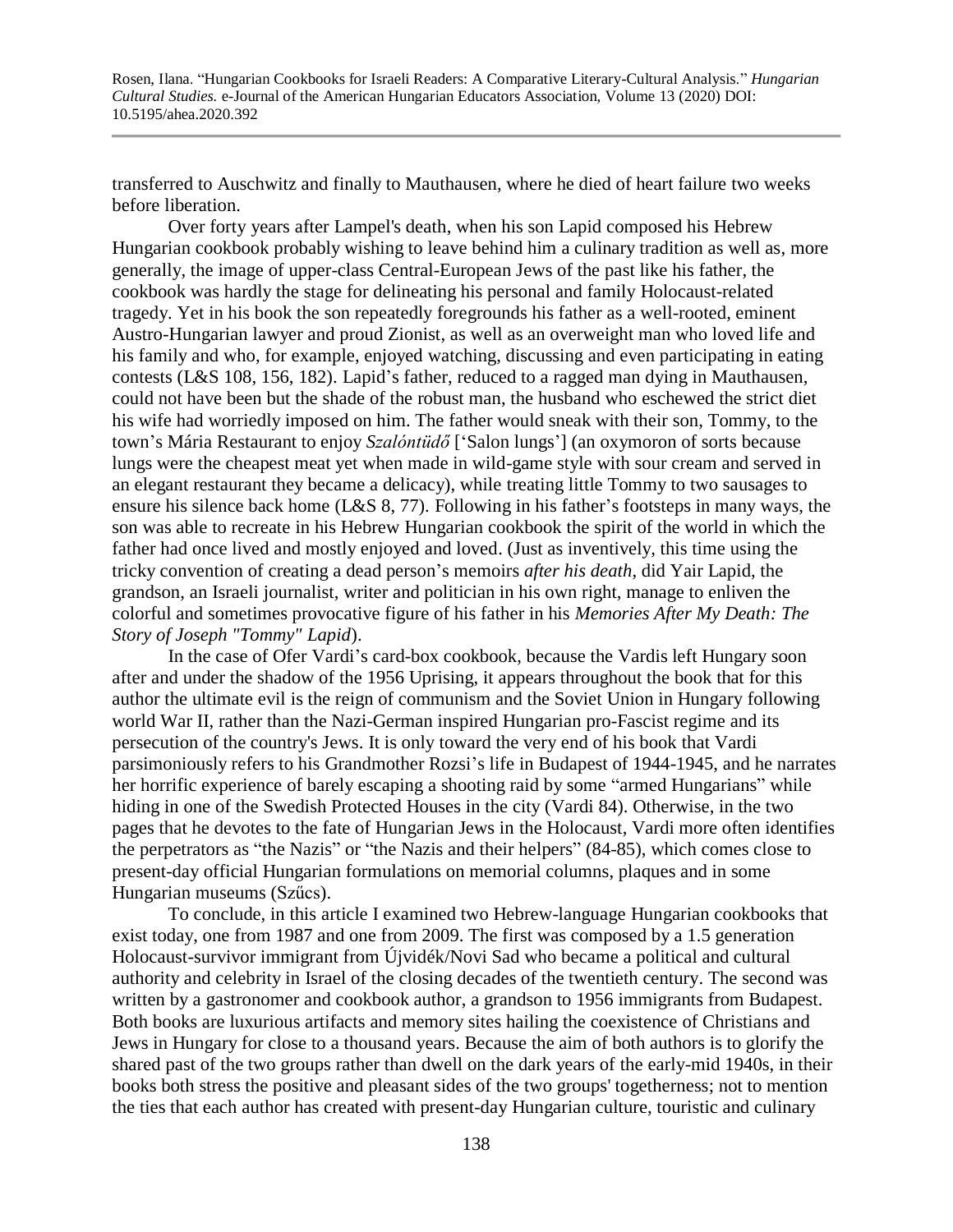transferred to Auschwitz and finally to Mauthausen, where he died of heart failure two weeks before liberation.

Over forty years after Lampel's death, when his son Lapid composed his Hebrew Hungarian cookbook probably wishing to leave behind him a culinary tradition as well as, more generally, the image of upper-class Central-European Jews of the past like his father, the cookbook was hardly the stage for delineating his personal and family Holocaust-related tragedy. Yet in his book the son repeatedly foregrounds his father as a well-rooted, eminent Austro-Hungarian lawyer and proud Zionist, as well as an overweight man who loved life and his family and who, for example, enjoyed watching, discussing and even participating in eating contests (L&S 108, 156, 182). Lapid's father, reduced to a ragged man dying in Mauthausen, could not have been but the shade of the robust man, the husband who eschewed the strict diet his wife had worriedly imposed on him. The father would sneak with their son, Tommy, to the town's Mária Restaurant to enjoy *Szalóntüdő* ['Salon lungs'] (an oxymoron of sorts because lungs were the cheapest meat yet when made in wild-game style with sour cream and served in an elegant restaurant they became a delicacy), while treating little Tommy to two sausages to ensure his silence back home (L&S 8, 77). Following in his father's footsteps in many ways, the son was able to recreate in his Hebrew Hungarian cookbook the spirit of the world in which the father had once lived and mostly enjoyed and loved. (Just as inventively, this time using the tricky convention of creating a dead person's memoirs *after his death*, did Yair Lapid, the grandson, an Israeli journalist, writer and politician in his own right, manage to enliven the colorful and sometimes provocative figure of his father in his *Memories After My Death: The Story of Joseph "Tommy" Lapid*).

In the case of Ofer Vardi's card-box cookbook, because the Vardis left Hungary soon after and under the shadow of the 1956 Uprising, it appears throughout the book that for this author the ultimate evil is the reign of communism and the Soviet Union in Hungary following world War II, rather than the Nazi-German inspired Hungarian pro-Fascist regime and its persecution of the country's Jews. It is only toward the very end of his book that Vardi parsimoniously refers to his Grandmother Rozsi's life in Budapest of 1944-1945, and he narrates her horrific experience of barely escaping a shooting raid by some "armed Hungarians" while hiding in one of the Swedish Protected Houses in the city (Vardi 84). Otherwise, in the two pages that he devotes to the fate of Hungarian Jews in the Holocaust, Vardi more often identifies the perpetrators as "the Nazis" or "the Nazis and their helpers" (84-85), which comes close to present-day official Hungarian formulations on memorial columns, plaques and in some Hungarian museums (Szűcs).

To conclude, in this article I examined two Hebrew-language Hungarian cookbooks that exist today, one from 1987 and one from 2009. The first was composed by a 1.5 generation Holocaust-survivor immigrant from Újvidék/Novi Sad who became a political and cultural authority and celebrity in Israel of the closing decades of the twentieth century. The second was written by a gastronomer and cookbook author, a grandson to 1956 immigrants from Budapest. Both books are luxurious artifacts and memory sites hailing the coexistence of Christians and Jews in Hungary for close to a thousand years. Because the aim of both authors is to glorify the shared past of the two groups rather than dwell on the dark years of the early-mid 1940s, in their books both stress the positive and pleasant sides of the two groups' togetherness; not to mention the ties that each author has created with present-day Hungarian culture, touristic and culinary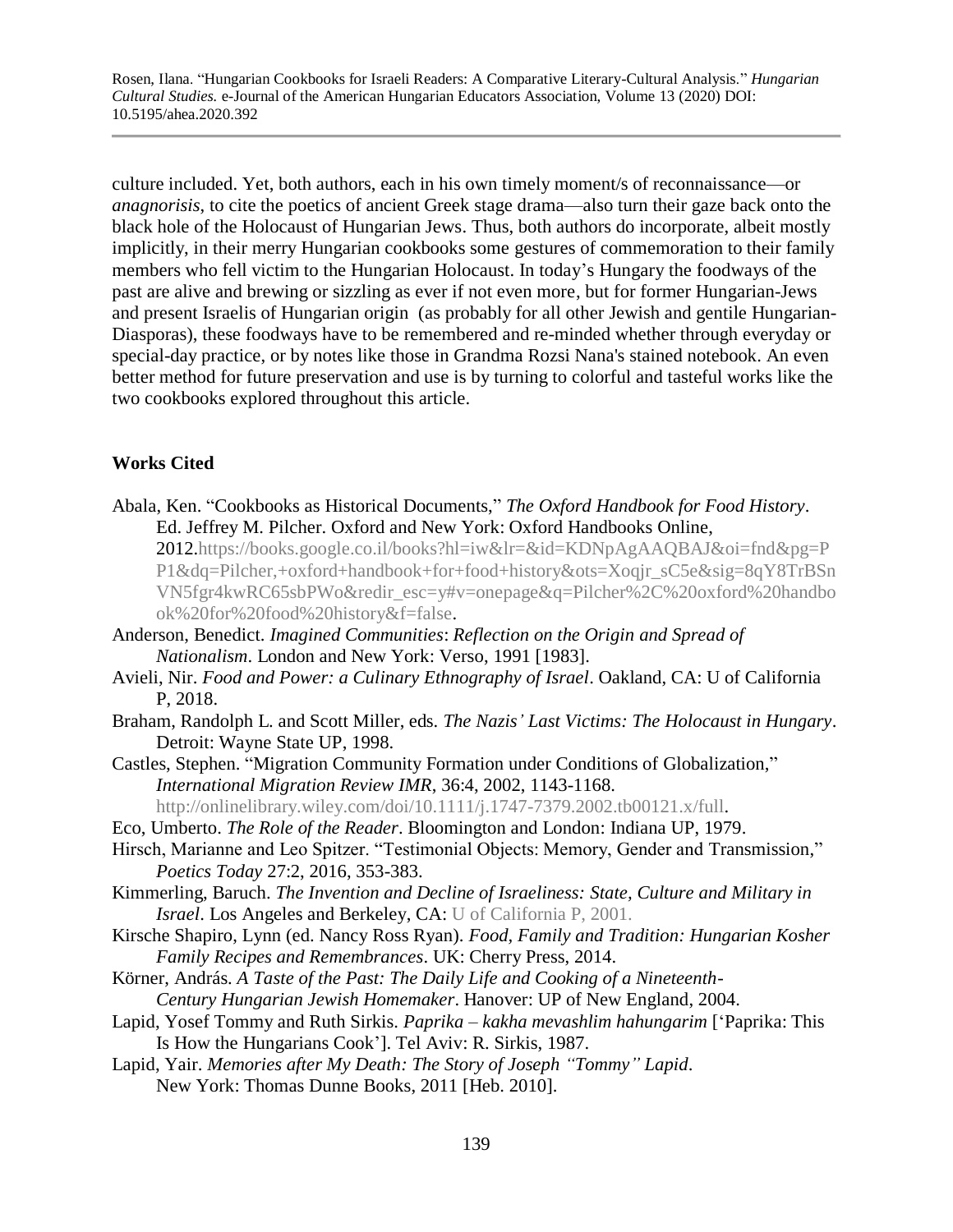culture included. Yet, both authors, each in his own timely moment/s of reconnaissance—or *anagnorisis*, to cite the poetics of ancient Greek stage drama—also turn their gaze back onto the black hole of the Holocaust of Hungarian Jews. Thus, both authors do incorporate, albeit mostly implicitly, in their merry Hungarian cookbooks some gestures of commemoration to their family members who fell victim to the Hungarian Holocaust. In today's Hungary the foodways of the past are alive and brewing or sizzling as ever if not even more, but for former Hungarian-Jews and present Israelis of Hungarian origin (as probably for all other Jewish and gentile Hungarian-Diasporas), these foodways have to be remembered and re-minded whether through everyday or special-day practice, or by notes like those in Grandma Rozsi Nana's stained notebook. An even better method for future preservation and use is by turning to colorful and tasteful works like the two cookbooks explored throughout this article.

## Works Cited

Abala, Ken. "Cookbooks as Historical Documents," *The Oxford Handbook for Food History*. Ed. Jeffrey M. Pilcher. Oxford and New York: Oxford Handbooks Online, 2012.https://books.google.co.il/books?hl=iw&lr=&id=KDNpAgAAQBAJ&oi=fnd&pg=PP1&dq=Pilcher,+oxford+handbook+for+food+history&ots=Xoqjr_sC5e&sig=8qY8TrBSnVN5fgr4kwRC65sbPWo&redir_esc=y#v=onepage&q=Pilcher%2C%20oxford%20handbook%20for%20food%20history&f=false.

Anderson, Benedict. *Imagined Communities*: *Reflection on the Origin and Spread of Nationalism*. London and New York: Verso, 1991 [1983].

Avieli, Nir. *Food and Power: a Culinary Ethnography of Israel*. Oakland, CA: U of California P, 2018.

Braham, Randolph L. and Scott Miller, eds. *The Nazis' Last Victims: The Holocaust in Hungary*. Detroit: Wayne State UP, 1998.

Castles, Stephen. "Migration Community Formation under Conditions of Globalization," *International Migration Review IMR*, 36:4, 2002, 1143-1168. http://onlinelibrary.wiley.com/doi/10.1111/j.1747-7379.2002.tb00121.x/full.

Eco, Umberto. *The Role of the Reader*. Bloomington and London: Indiana UP, 1979.

Hirsch, Marianne and Leo Spitzer. "Testimonial Objects: Memory, Gender and Transmission," *Poetics Today* 27:2, 2016, 353-383.

Kimmerling, Baruch. *The Invention and Decline of Israeliness: State, Culture and Military in Israel*. Los Angeles and Berkeley, CA: U of California P, 2001.

Kirsche Shapiro, Lynn (ed. Nancy Ross Ryan). *Food, Family and Tradition: Hungarian Kosher Family Recipes and Remembrances*. UK: Cherry Press, 2014.

Körner, András. *A Taste of the Past: The Daily Life and Cooking of a Nineteenth-Century Hungarian Jewish Homemaker*. Hanover: UP of New England, 2004.

Lapid, Yosef Tommy and Ruth Sirkis. *Paprika – kakha mevashlim hahungarim* ['Paprika: This Is How the Hungarians Cook']. Tel Aviv: R. Sirkis, 1987.

Lapid, Yair. *Memories after My Death: The Story of Joseph "Tommy" Lapid*. New York: Thomas Dunne Books, 2011 [Heb. 2010].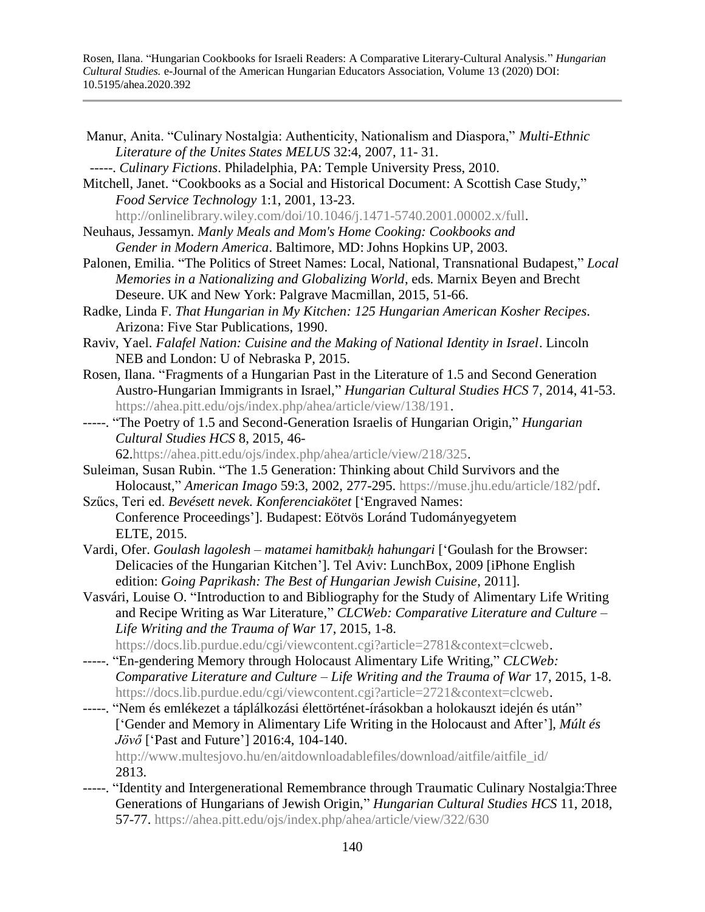Manur, Anita. "Culinary Nostalgia: Authenticity, Nationalism and Diaspora," *Multi-Ethnic Literature of the Unites States MELUS* 32:4, 2007, 11- 31.

-----. *Culinary Fictions*. Philadelphia, PA: Temple University Press, 2010.

Mitchell, Janet. "Cookbooks as a Social and Historical Document: A Scottish Case Study," *Food Service Technology* 1:1, 2001, 13-23. http://onlinelibrary.wiley.com/doi/10.1046/j.1471-5740.2001.00002.x/full.

Neuhaus, Jessamyn. *Manly Meals and Mom's Home Cooking: Cookbooks and Gender in Modern America*. Baltimore, MD: Johns Hopkins UP, 2003.

Palonen, Emilia. "The Politics of Street Names: Local, National, Transnational Budapest," *Local Memories in a Nationalizing and Globalizing World*, eds. Marnix Beyen and Brecht Deseure. UK and New York: Palgrave Macmillan, 2015, 51-66.

Radke, Linda F. *That Hungarian in My Kitchen: 125 Hungarian American Kosher Recipes*. Arizona: Five Star Publications, 1990.

Raviv, Yael. *Falafel Nation: Cuisine and the Making of National Identity in Israel*. Lincoln NEB and London: U of Nebraska P, 2015.

Rosen, Ilana. "Fragments of a Hungarian Past in the Literature of 1.5 and Second Generation Austro-Hungarian Immigrants in Israel," *Hungarian Cultural Studies HCS* 7, 2014, 41-53. https://ahea.pitt.edu/ojs/index.php/ahea/article/view/138/191.

-----. "The Poetry of 1.5 and Second-Generation Israelis of Hungarian Origin," *Hungarian Cultural Studies HCS* 8, 2015, 46-62.https://ahea.pitt.edu/ojs/index.php/ahea/article/view/218/325.

Suleiman, Susan Rubin. "The 1.5 Generation: Thinking about Child Survivors and the Holocaust," *American Imago* 59:3, 2002, 277-295. https://muse.jhu.edu/article/182/pdf.

Szűcs, Teri ed. *Bevésett nevek. Konferenciakötet* ['Engraved Names: Conference Proceedings']. Budapest: Eötvös Loránd Tudományegyetem ELTE, 2015.

Vardi, Ofer. *Goulash lagolesh – matamei hamitbakḥ hahungari* ['Goulash for the Browser: Delicacies of the Hungarian Kitchen']. Tel Aviv: LunchBox, 2009 [iPhone English edition: *Going Paprikash: The Best of Hungarian Jewish Cuisine*, 2011].

Vasvári, Louise O. "Introduction to and Bibliography for the Study of Alimentary Life Writing and Recipe Writing as War Literature," *CLCWeb: Comparative Literature and Culture – Life Writing and the Trauma of War* 17, 2015, 1-8. https://docs.lib.purdue.edu/cgi/viewcontent.cgi?article=2781&context=clcweb.

-----. "En-gendering Memory through Holocaust Alimentary Life Writing," *CLCWeb: Comparative Literature and Culture – Life Writing and the Trauma of War* 17, 2015, 1-8. https://docs.lib.purdue.edu/cgi/viewcontent.cgi?article=2721&context=clcweb.

-----. "Nem és emlékezet a táplálkozási élettörténet-írásokban a holokauszt idején és után" ['Gender and Memory in Alimentary Life Writing in the Holocaust and After'], *Múlt és Jövő* ['Past and Future'] 2016:4, 104-140. http://www.multesjovo.hu/en/aitdownloadablefiles/download/aitfile/aitfile_id/2813.

-----. "Identity and Intergenerational Remembrance through Traumatic Culinary Nostalgia:Three Generations of Hungarians of Jewish Origin," *Hungarian Cultural Studies HCS* 11, 2018, 57-77. https://ahea.pitt.edu/ojs/index.php/ahea/article/view/322/630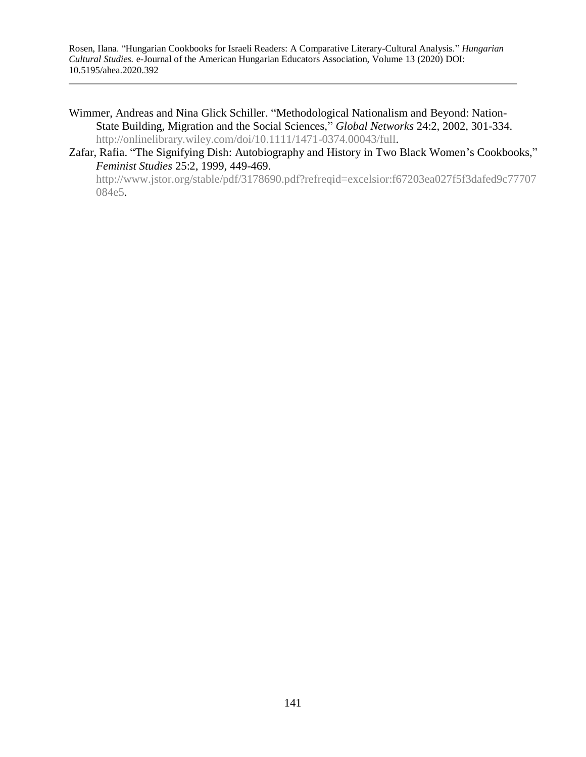Wimmer, Andreas and Nina Glick Schiller. "Methodological Nationalism and Beyond: Nation-State Building, Migration and the Social Sciences," *Global Networks* 24:2, 2002, 301-334. http://onlinelibrary.wiley.com/doi/10.1111/1471-0374.00043/full.

Zafar, Rafia. "The Signifying Dish: Autobiography and History in Two Black Women's Cookbooks," *Feminist Studies* 25:2, 1999, 449-469. http://www.jstor.org/stable/pdf/3178690.pdf?refreqid=excelsior:f67203ea027f5f3dafed9c77707084e5.